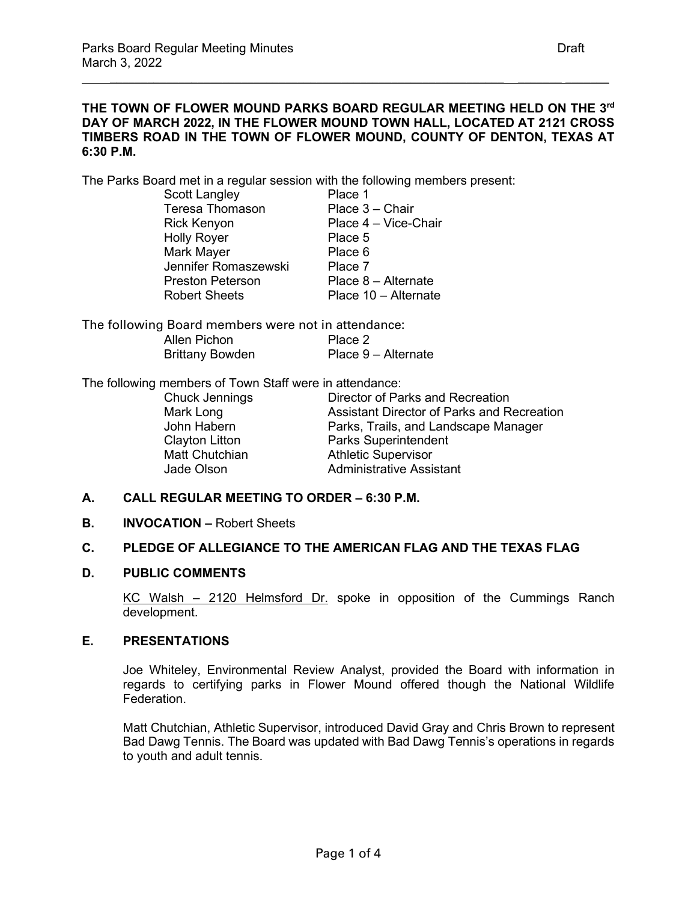**THE TOWN OF FLOWER MOUND PARKS BOARD REGULAR MEETING HELD ON THE 3rd DAY OF MARCH 2022, IN THE FLOWER MOUND TOWN HALL, LOCATED AT 2121 CROSS TIMBERS ROAD IN THE TOWN OF FLOWER MOUND, COUNTY OF DENTON, TEXAS AT 6:30 P.M.**

The Parks Board met in a regular session with the following members present:

| | |
|---|---|
| Scott Langley | Place 1 |
| Teresa Thomason | Place 3 – Chair |
| Rick Kenyon | Place 4 – Vice-Chair |
| Holly Royer | Place 5 |
| Mark Mayer | Place 6 |
| Jennifer Romaszewski | Place 7 |
| Preston Peterson | Place 8 – Alternate |
| Robert Sheets | Place 10 – Alternate |

The following Board members were not in attendance:

| | |
|---|---|
| Allen Pichon | Place 2 |
| Brittany Bowden | Place 9 – Alternate |

The following members of Town Staff were in attendance:

| | |
|---|---|
| Chuck Jennings | Director of Parks and Recreation |
| Mark Long | Assistant Director of Parks and Recreation |
| John Habern | Parks, Trails, and Landscape Manager |
| Clayton Litton | Parks Superintendent |
| Matt Chutchian | Athletic Supervisor |
| Jade Olson | Administrative Assistant |

**A. CALL REGULAR MEETING TO ORDER – 6:30 P.M.**

**B. INVOCATION –** Robert Sheets

**C. PLEDGE OF ALLEGIANCE TO THE AMERICAN FLAG AND THE TEXAS FLAG**

**D. PUBLIC COMMENTS**

KC Walsh – 2120 Helmsford Dr. spoke in opposition of the Cummings Ranch development.

**E. PRESENTATIONS**

Joe Whiteley, Environmental Review Analyst, provided the Board with information in regards to certifying parks in Flower Mound offered though the National Wildlife Federation.

Matt Chutchian, Athletic Supervisor, introduced David Gray and Chris Brown to represent Bad Dawg Tennis. The Board was updated with Bad Dawg Tennis's operations in regards to youth and adult tennis.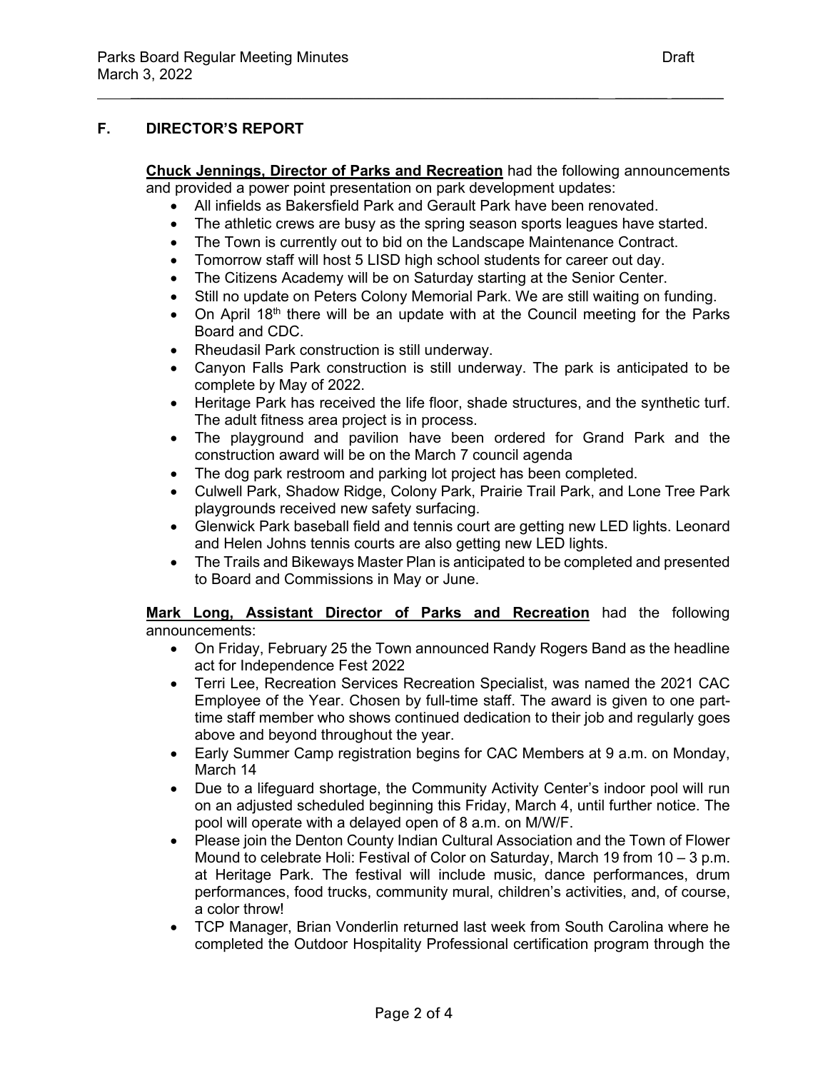## F. DIRECTOR'S REPORT

**Chuck Jennings, Director of Parks and Recreation** had the following announcements and provided a power point presentation on park development updates:

- All infields as Bakersfield Park and Gerault Park have been renovated.
- The athletic crews are busy as the spring season sports leagues have started.
- The Town is currently out to bid on the Landscape Maintenance Contract.
- Tomorrow staff will host 5 LISD high school students for career out day.
- The Citizens Academy will be on Saturday starting at the Senior Center.
- Still no update on Peters Colony Memorial Park. We are still waiting on funding.
- On April 18th there will be an update with at the Council meeting for the Parks Board and CDC.
- Rheudasil Park construction is still underway.
- Canyon Falls Park construction is still underway. The park is anticipated to be complete by May of 2022.
- Heritage Park has received the life floor, shade structures, and the synthetic turf. The adult fitness area project is in process.
- The playground and pavilion have been ordered for Grand Park and the construction award will be on the March 7 council agenda
- The dog park restroom and parking lot project has been completed.
- Culwell Park, Shadow Ridge, Colony Park, Prairie Trail Park, and Lone Tree Park playgrounds received new safety surfacing.
- Glenwick Park baseball field and tennis court are getting new LED lights. Leonard and Helen Johns tennis courts are also getting new LED lights.
- The Trails and Bikeways Master Plan is anticipated to be completed and presented to Board and Commissions in May or June.

**Mark Long, Assistant Director of Parks and Recreation** had the following announcements:

- On Friday, February 25 the Town announced Randy Rogers Band as the headline act for Independence Fest 2022
- Terri Lee, Recreation Services Recreation Specialist, was named the 2021 CAC Employee of the Year. Chosen by full-time staff. The award is given to one part-time staff member who shows continued dedication to their job and regularly goes above and beyond throughout the year.
- Early Summer Camp registration begins for CAC Members at 9 a.m. on Monday, March 14
- Due to a lifeguard shortage, the Community Activity Center's indoor pool will run on an adjusted scheduled beginning this Friday, March 4, until further notice. The pool will operate with a delayed open of 8 a.m. on M/W/F.
- Please join the Denton County Indian Cultural Association and the Town of Flower Mound to celebrate Holi: Festival of Color on Saturday, March 19 from 10 – 3 p.m. at Heritage Park. The festival will include music, dance performances, drum performances, food trucks, community mural, children's activities, and, of course, a color throw!
- TCP Manager, Brian Vonderlin returned last week from South Carolina where he completed the Outdoor Hospitality Professional certification program through the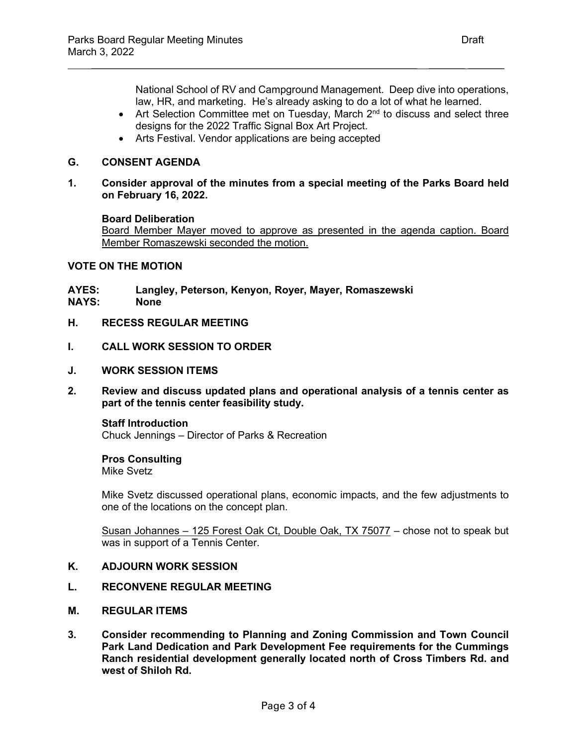National School of RV and Campground Management. Deep dive into operations, law, HR, and marketing. He's already asking to do a lot of what he learned.

- Art Selection Committee met on Tuesday, March 2nd to discuss and select three designs for the 2022 Traffic Signal Box Art Project.
- Arts Festival. Vendor applications are being accepted

**G. CONSENT AGENDA**

**1. Consider approval of the minutes from a special meeting of the Parks Board held on February 16, 2022.**

**Board Deliberation**

Board Member Mayer moved to approve as presented in the agenda caption. Board Member Romaszewski seconded the motion.

**VOTE ON THE MOTION**

**AYES: Langley, Peterson, Kenyon, Royer, Mayer, Romaszewski**
**NAYS: None**

**H. RECESS REGULAR MEETING**

**I. CALL WORK SESSION TO ORDER**

**J. WORK SESSION ITEMS**

**2. Review and discuss updated plans and operational analysis of a tennis center as part of the tennis center feasibility study.**

**Staff Introduction**
Chuck Jennings – Director of Parks & Recreation

**Pros Consulting**
Mike Svetz

Mike Svetz discussed operational plans, economic impacts, and the few adjustments to one of the locations on the concept plan.

Susan Johannes – 125 Forest Oak Ct, Double Oak, TX 75077 – chose not to speak but was in support of a Tennis Center.

**K. ADJOURN WORK SESSION**

**L. RECONVENE REGULAR MEETING**

**M. REGULAR ITEMS**

**3. Consider recommending to Planning and Zoning Commission and Town Council Park Land Dedication and Park Development Fee requirements for the Cummings Ranch residential development generally located north of Cross Timbers Rd. and west of Shiloh Rd.**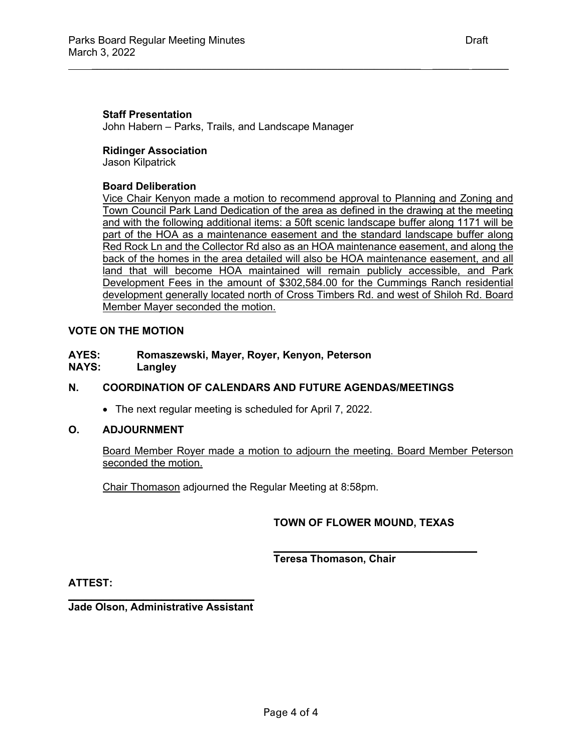**Staff Presentation**
John Habern – Parks, Trails, and Landscape Manager

**Ridinger Association**
Jason Kilpatrick

**Board Deliberation**
Vice Chair Kenyon made a motion to recommend approval to Planning and Zoning and Town Council Park Land Dedication of the area as defined in the drawing at the meeting and with the following additional items: a 50ft scenic landscape buffer along 1171 will be part of the HOA as a maintenance easement and the standard landscape buffer along Red Rock Ln and the Collector Rd also as an HOA maintenance easement, and along the back of the homes in the area detailed will also be HOA maintenance easement, and all land that will become HOA maintained will remain publicly accessible, and Park Development Fees in the amount of $302,584.00 for the Cummings Ranch residential development generally located north of Cross Timbers Rd. and west of Shiloh Rd. Board Member Mayer seconded the motion.

**VOTE ON THE MOTION**

**AYES:** **Romaszewski, Mayer, Royer, Kenyon, Peterson**
**NAYS:** **Langley**

## N. COORDINATION OF CALENDARS AND FUTURE AGENDAS/MEETINGS

- The next regular meeting is scheduled for April 7, 2022.

## O. ADJOURNMENT

Board Member Royer made a motion to adjourn the meeting. Board Member Peterson seconded the motion.

Chair Thomason adjourned the Regular Meeting at 8:58pm.

**TOWN OF FLOWER MOUND, TEXAS**

**Teresa Thomason, Chair**

**ATTEST:**

**Jade Olson, Administrative Assistant**